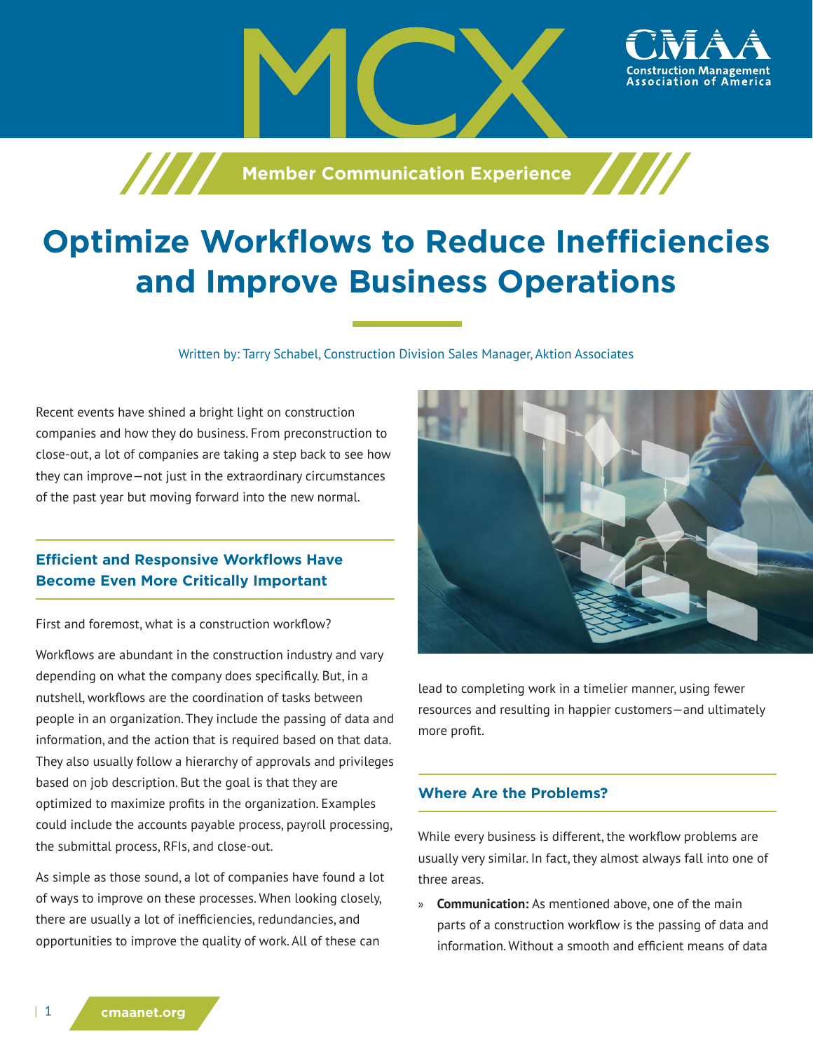MCX

Member Communication Experience

# Optimize Workflows to Reduce Inefficiencies and Improve Business Operations

Written by: Tarry Schabel, Construction Division Sales Manager, Aktion Associates

Recent events have shined a bright light on construction companies and how they do business. From preconstruction to close-out, a lot of companies are taking a step back to see how they can improve—not just in the extraordinary circumstances of the past year but moving forward into the new normal.

## Efficient and Responsive Workflows Have Become Even More Critically Important

First and foremost, what is a construction workflow?

Workflows are abundant in the construction industry and vary depending on what the company does specifically. But, in a nutshell, workflows are the coordination of tasks between people in an organization. They include the passing of data and information, and the action that is required based on that data. They also usually follow a hierarchy of approvals and privileges based on job description. But the goal is that they are optimized to maximize profits in the organization. Examples could include the accounts payable process, payroll processing, the submittal process, RFIs, and close-out.

As simple as those sound, a lot of companies have found a lot of ways to improve on these processes. When looking closely, there are usually a lot of inefficiencies, redundancies, and opportunities to improve the quality of work. All of these can lead to completing work in a timelier manner, using fewer resources and resulting in happier customers—and ultimately more profit.

## Where Are the Problems?

While every business is different, the workflow problems are usually very similar. In fact, they almost always fall into one of three areas.

- **Communication:** As mentioned above, one of the main parts of a construction workflow is the passing of data and information. Without a smooth and efficient means of data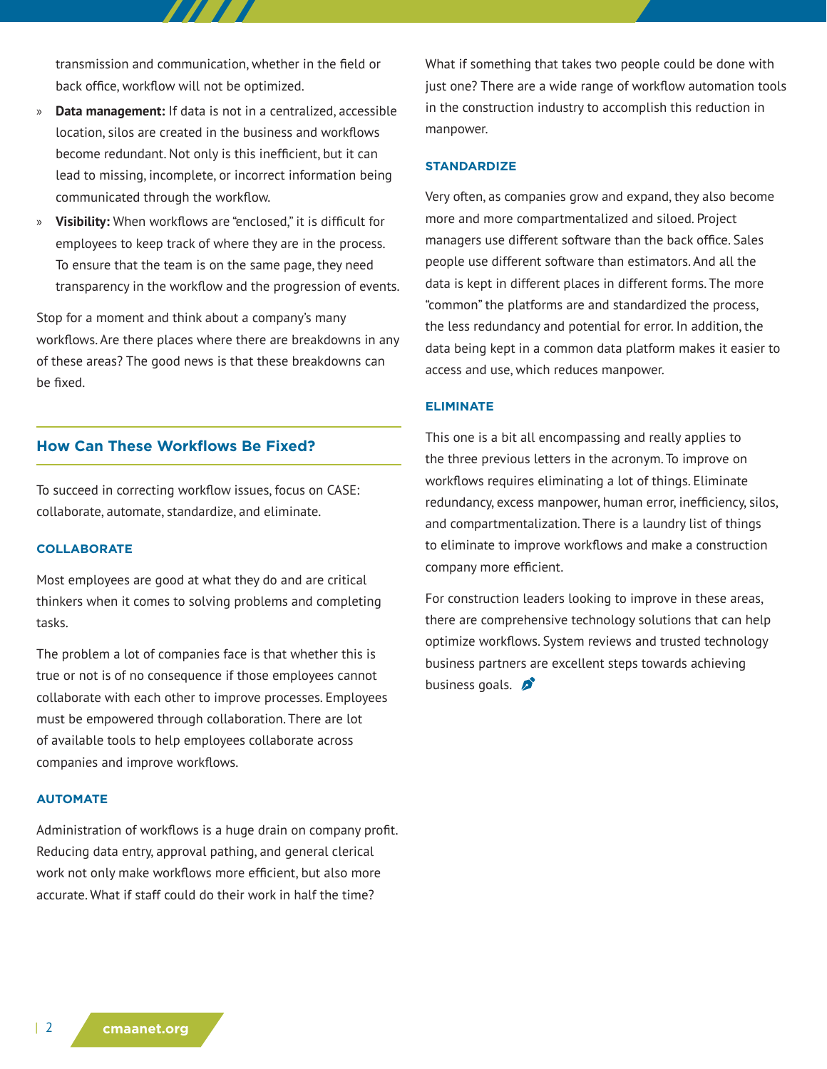transmission and communication, whether in the field or back office, workflow will not be optimized.

- **Data management:** If data is not in a centralized, accessible location, silos are created in the business and workflows become redundant. Not only is this inefficient, but it can lead to missing, incomplete, or incorrect information being communicated through the workflow.
- **Visibility:** When workflows are "enclosed," it is difficult for employees to keep track of where they are in the process. To ensure that the team is on the same page, they need transparency in the workflow and the progression of events.

Stop for a moment and think about a company's many workflows. Are there places where there are breakdowns in any of these areas? The good news is that these breakdowns can be fixed.

## How Can These Workflows Be Fixed?

To succeed in correcting workflow issues, focus on CASE: collaborate, automate, standardize, and eliminate.

### COLLABORATE

Most employees are good at what they do and are critical thinkers when it comes to solving problems and completing tasks.

The problem a lot of companies face is that whether this is true or not is of no consequence if those employees cannot collaborate with each other to improve processes. Employees must be empowered through collaboration. There are lot of available tools to help employees collaborate across companies and improve workflows.

### AUTOMATE

Administration of workflows is a huge drain on company profit. Reducing data entry, approval pathing, and general clerical work not only make workflows more efficient, but also more accurate. What if staff could do their work in half the time? What if something that takes two people could be done with just one? There are a wide range of workflow automation tools in the construction industry to accomplish this reduction in manpower.

### STANDARDIZE

Very often, as companies grow and expand, they also become more and more compartmentalized and siloed. Project managers use different software than the back office. Sales people use different software than estimators. And all the data is kept in different places in different forms. The more "common" the platforms are and standardized the process, the less redundancy and potential for error. In addition, the data being kept in a common data platform makes it easier to access and use, which reduces manpower.

### ELIMINATE

This one is a bit all encompassing and really applies to the three previous letters in the acronym. To improve on workflows requires eliminating a lot of things. Eliminate redundancy, excess manpower, human error, inefficiency, silos, and compartmentalization. There is a laundry list of things to eliminate to improve workflows and make a construction company more efficient.

For construction leaders looking to improve in these areas, there are comprehensive technology solutions that can help optimize workflows. System reviews and trusted technology business partners are excellent steps towards achieving business goals.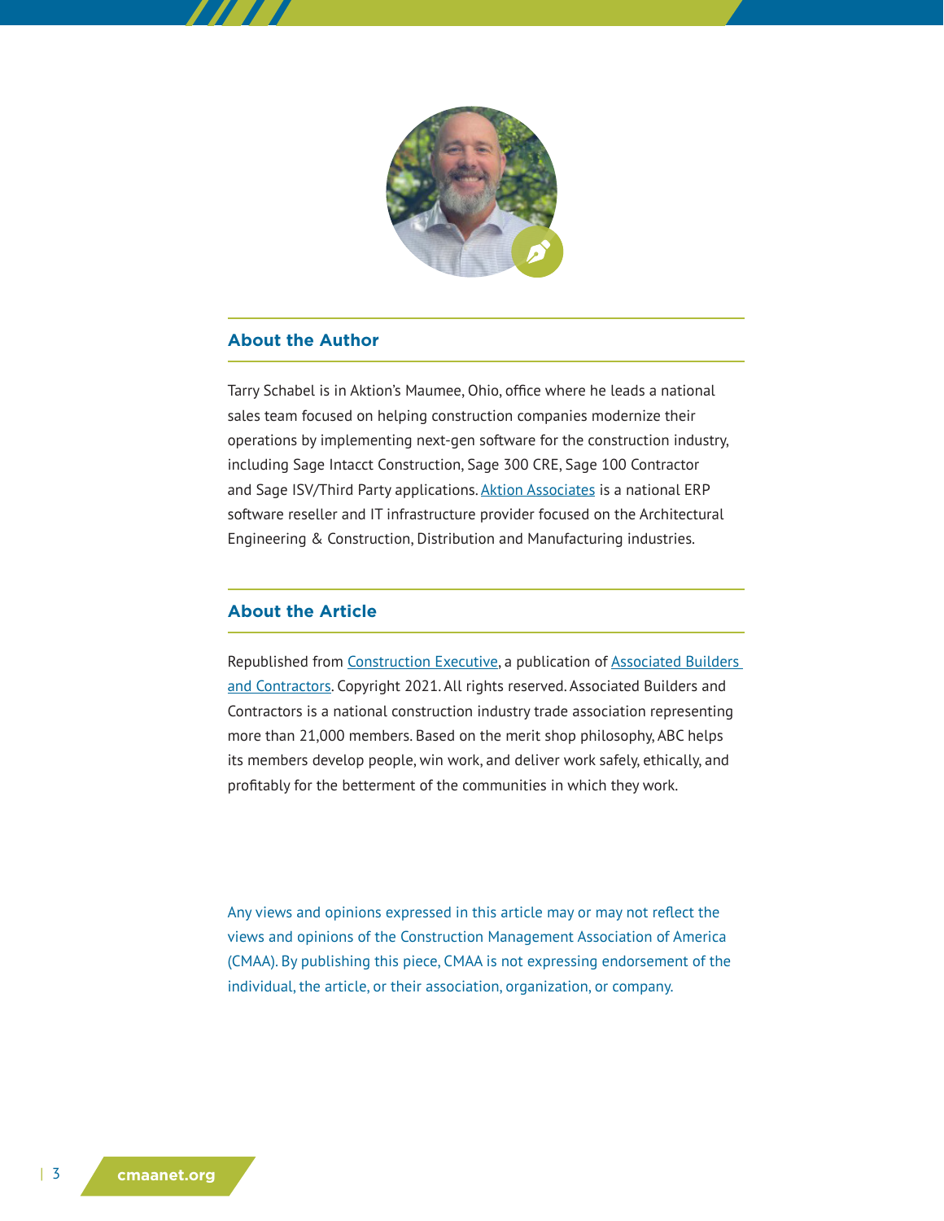## About the Author

Tarry Schabel is in Aktion's Maumee, Ohio, office where he leads a national sales team focused on helping construction companies modernize their operations by implementing next-gen software for the construction industry, including Sage Intacct Construction, Sage 300 CRE, Sage 100 Contractor and Sage ISV/Third Party applications. [Aktion Associates]() is a national ERP software reseller and IT infrastructure provider focused on the Architectural Engineering & Construction, Distribution and Manufacturing industries.

## About the Article

Republished from [Construction Executive](), a publication of [Associated Builders and Contractors](). Copyright 2021. All rights reserved. Associated Builders and Contractors is a national construction industry trade association representing more than 21,000 members. Based on the merit shop philosophy, ABC helps its members develop people, win work, and deliver work safely, ethically, and profitably for the betterment of the communities in which they work.

Any views and opinions expressed in this article may or may not reflect the views and opinions of the Construction Management Association of America (CMAA). By publishing this piece, CMAA is not expressing endorsement of the individual, the article, or their association, organization, or company.